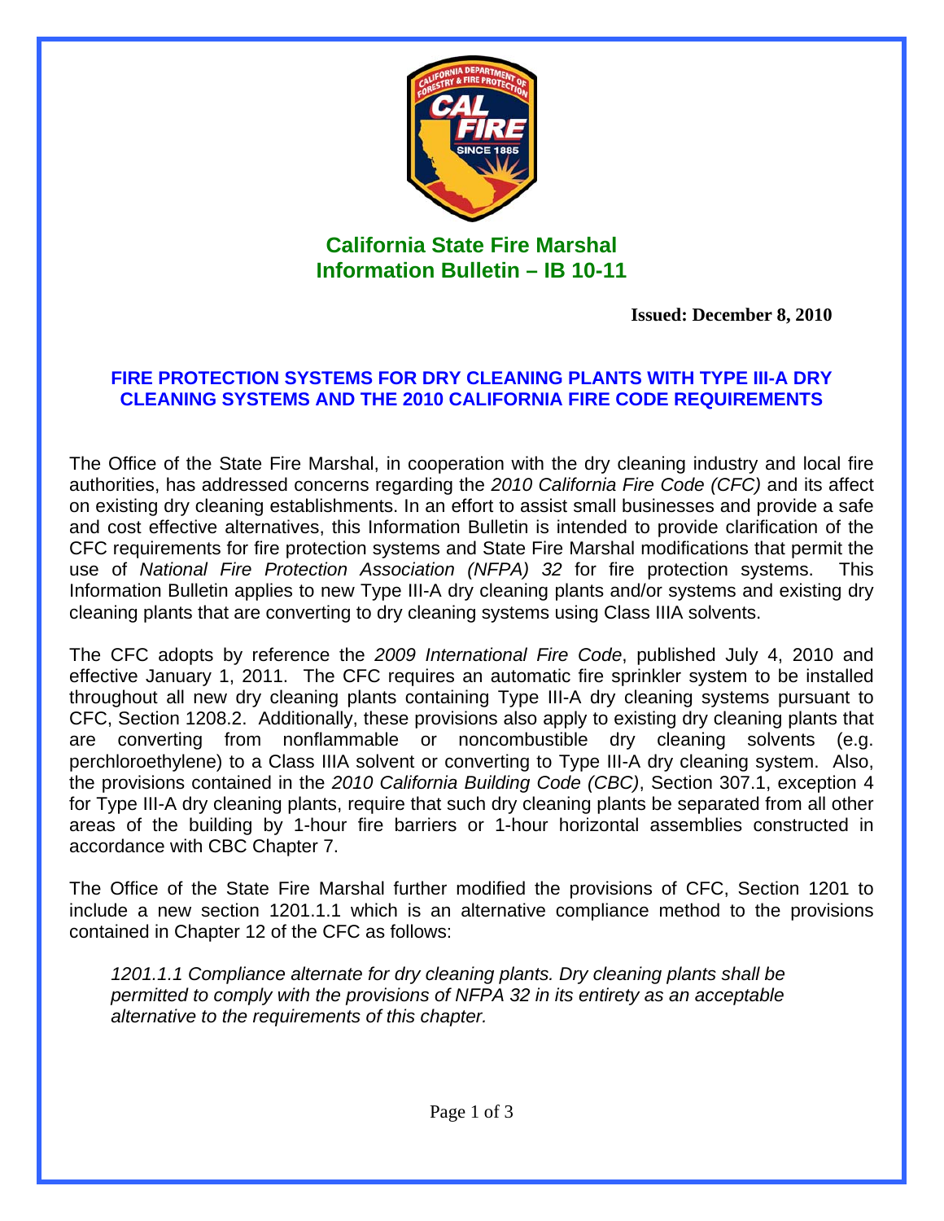# California State Fire Marshal
# Information Bulletin – IB 10-11

**Issued: December 8, 2010**

## FIRE PROTECTION SYSTEMS FOR DRY CLEANING PLANTS WITH TYPE III-A DRY CLEANING SYSTEMS AND THE 2010 CALIFORNIA FIRE CODE REQUIREMENTS

The Office of the State Fire Marshal, in cooperation with the dry cleaning industry and local fire authorities, has addressed concerns regarding the *2010 California Fire Code (CFC)* and its affect on existing dry cleaning establishments. In an effort to assist small businesses and provide a safe and cost effective alternatives, this Information Bulletin is intended to provide clarification of the CFC requirements for fire protection systems and State Fire Marshal modifications that permit the use of *National Fire Protection Association (NFPA) 32* for fire protection systems. This Information Bulletin applies to new Type III-A dry cleaning plants and/or systems and existing dry cleaning plants that are converting to dry cleaning systems using Class IIIA solvents.

The CFC adopts by reference the *2009 International Fire Code*, published July 4, 2010 and effective January 1, 2011. The CFC requires an automatic fire sprinkler system to be installed throughout all new dry cleaning plants containing Type III-A dry cleaning systems pursuant to CFC, Section 1208.2. Additionally, these provisions also apply to existing dry cleaning plants that are converting from nonflammable or noncombustible dry cleaning solvents (e.g. perchloroethylene) to a Class IIIA solvent or converting to Type III-A dry cleaning system. Also, the provisions contained in the *2010 California Building Code (CBC)*, Section 307.1, exception 4 for Type III-A dry cleaning plants, require that such dry cleaning plants be separated from all other areas of the building by 1-hour fire barriers or 1-hour horizontal assemblies constructed in accordance with CBC Chapter 7.

The Office of the State Fire Marshal further modified the provisions of CFC, Section 1201 to include a new section 1201.1.1 which is an alternative compliance method to the provisions contained in Chapter 12 of the CFC as follows:

> *1201.1.1 Compliance alternate for dry cleaning plants. Dry cleaning plants shall be permitted to comply with the provisions of NFPA 32 in its entirety as an acceptable alternative to the requirements of this chapter.*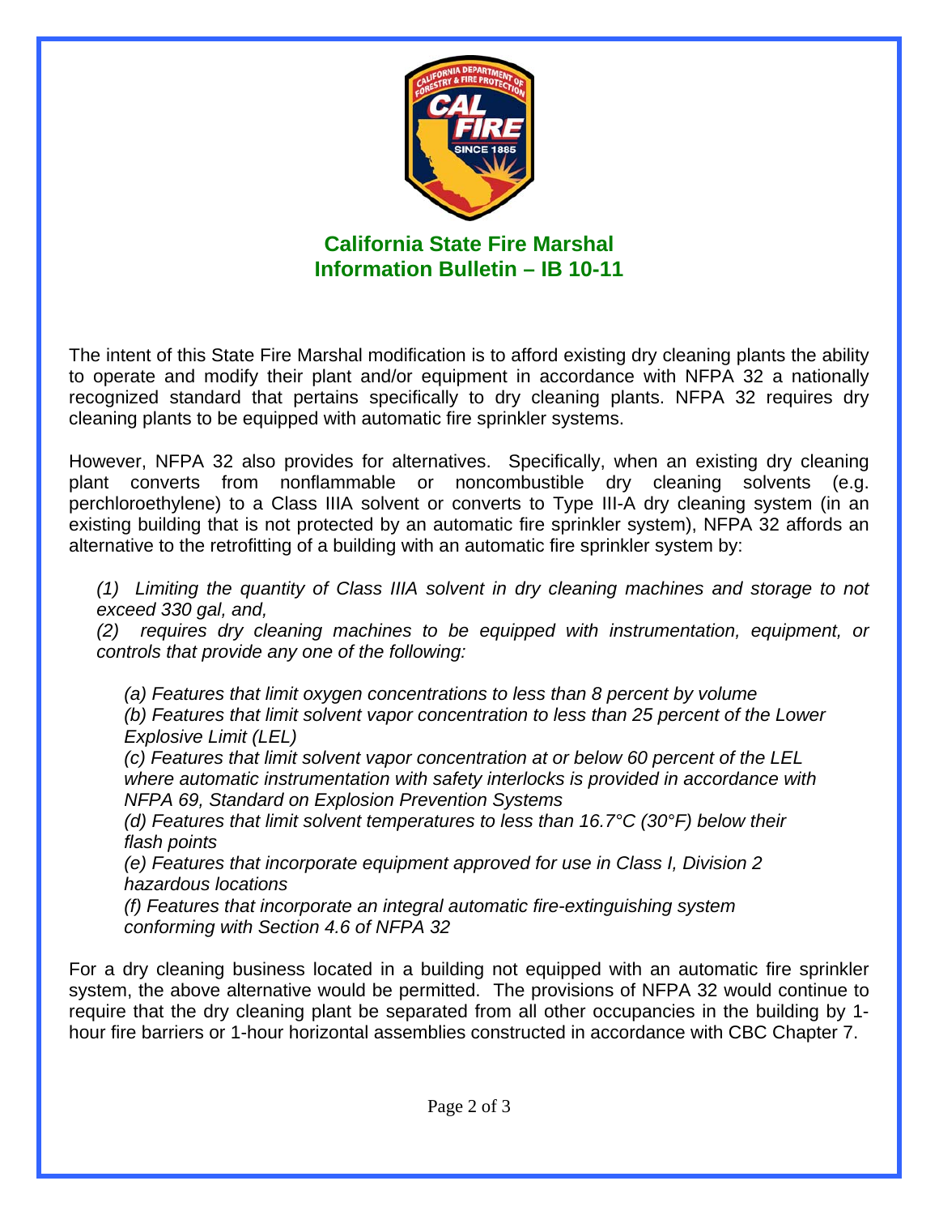## California State Fire Marshal Information Bulletin – IB 10-11

The intent of this State Fire Marshal modification is to afford existing dry cleaning plants the ability to operate and modify their plant and/or equipment in accordance with NFPA 32 a nationally recognized standard that pertains specifically to dry cleaning plants. NFPA 32 requires dry cleaning plants to be equipped with automatic fire sprinkler systems.

However, NFPA 32 also provides for alternatives. Specifically, when an existing dry cleaning plant converts from nonflammable or noncombustible dry cleaning solvents (e.g. perchloroethylene) to a Class IIIA solvent or converts to Type III-A dry cleaning system (in an existing building that is not protected by an automatic fire sprinkler system), NFPA 32 affords an alternative to the retrofitting of a building with an automatic fire sprinkler system by:

*(1) Limiting the quantity of Class IIIA solvent in dry cleaning machines and storage to not exceed 330 gal, and,*

*(2) requires dry cleaning machines to be equipped with instrumentation, equipment, or controls that provide any one of the following:*

*(a) Features that limit oxygen concentrations to less than 8 percent by volume*

*(b) Features that limit solvent vapor concentration to less than 25 percent of the Lower Explosive Limit (LEL)*

*(c) Features that limit solvent vapor concentration at or below 60 percent of the LEL where automatic instrumentation with safety interlocks is provided in accordance with NFPA 69, Standard on Explosion Prevention Systems*

*(d) Features that limit solvent temperatures to less than 16.7°C (30°F) below their flash points*

*(e) Features that incorporate equipment approved for use in Class I, Division 2 hazardous locations*

*(f) Features that incorporate an integral automatic fire-extinguishing system conforming with Section 4.6 of NFPA 32*

For a dry cleaning business located in a building not equipped with an automatic fire sprinkler system, the above alternative would be permitted. The provisions of NFPA 32 would continue to require that the dry cleaning plant be separated from all other occupancies in the building by 1-hour fire barriers or 1-hour horizontal assemblies constructed in accordance with CBC Chapter 7.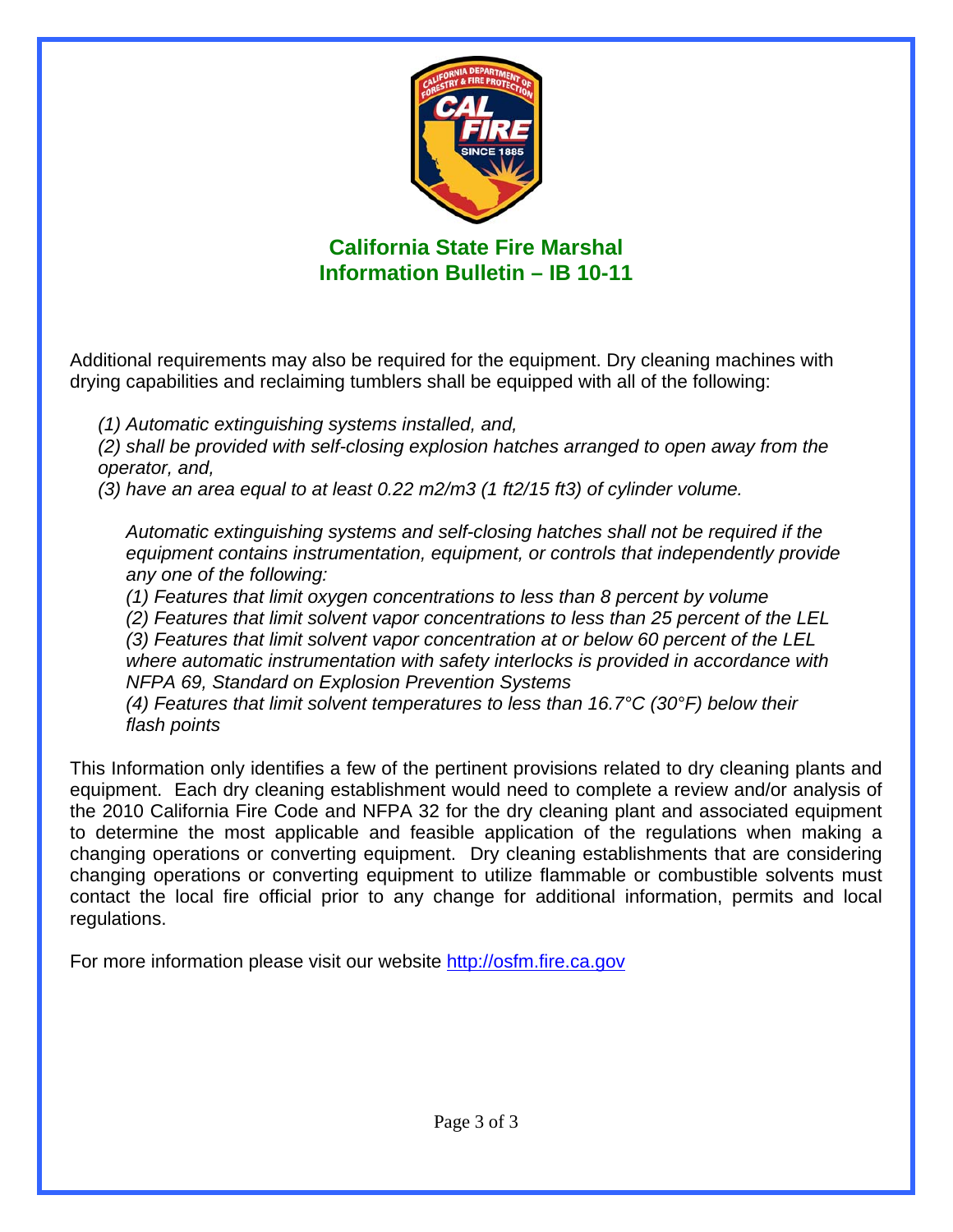## California State Fire Marshal
## Information Bulletin – IB 10-11

Additional requirements may also be required for the equipment. Dry cleaning machines with drying capabilities and reclaiming tumblers shall be equipped with all of the following:

*(1) Automatic extinguishing systems installed, and,*
*(2) shall be provided with self-closing explosion hatches arranged to open away from the operator, and,*
*(3) have an area equal to at least 0.22 m2/m3 (1 ft2/15 ft3) of cylinder volume.*

> *Automatic extinguishing systems and self-closing hatches shall not be required if the equipment contains instrumentation, equipment, or controls that independently provide any one of the following:*
> *(1) Features that limit oxygen concentrations to less than 8 percent by volume*
> *(2) Features that limit solvent vapor concentrations to less than 25 percent of the LEL*
> *(3) Features that limit solvent vapor concentration at or below 60 percent of the LEL where automatic instrumentation with safety interlocks is provided in accordance with NFPA 69, Standard on Explosion Prevention Systems*
> *(4) Features that limit solvent temperatures to less than 16.7°C (30°F) below their flash points*

This Information only identifies a few of the pertinent provisions related to dry cleaning plants and equipment. Each dry cleaning establishment would need to complete a review and/or analysis of the 2010 California Fire Code and NFPA 32 for the dry cleaning plant and associated equipment to determine the most applicable and feasible application of the regulations when making a changing operations or converting equipment. Dry cleaning establishments that are considering changing operations or converting equipment to utilize flammable or combustible solvents must contact the local fire official prior to any change for additional information, permits and local regulations.

For more information please visit our website http://osfm.fire.ca.gov